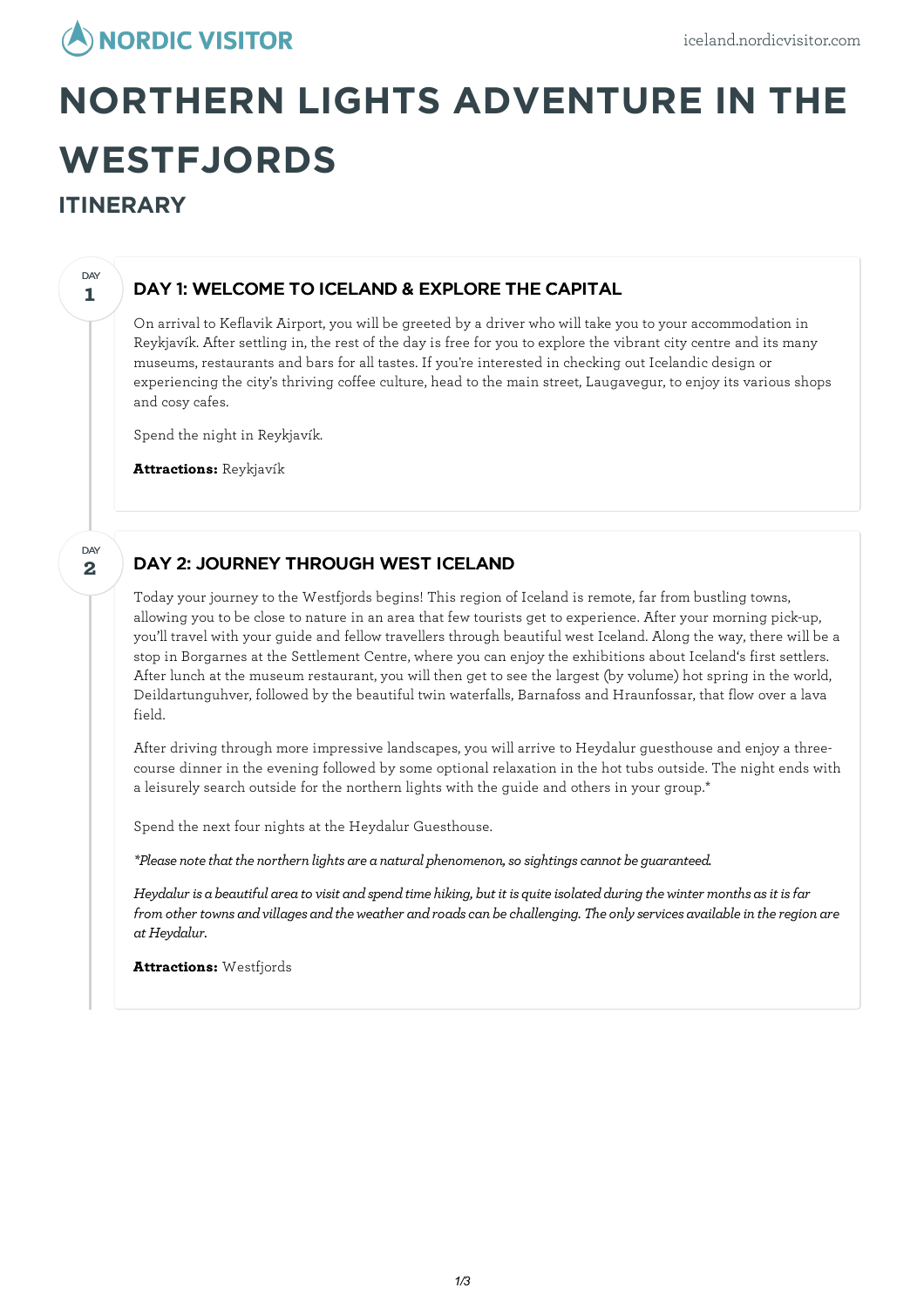# NORTHERN LIGHTS ADVENTURE IN THE WESTFJORDS

## ITINERARY

DAY 1

### DAY 1: WELCOME TO ICELAND & EXPLORE THE CAPITAL

On arrival to Keflavik Airport, you will be greeted by a driver who will take you to your accommodation in Reykjavík. After settling in, the rest of the day is free for you to explore the vibrant city centre and its many museums, restaurants and bars for all tastes. If you're interested in checking out Icelandic design or experiencing the city's thriving coffee culture, head to the main street, Laugavegur, to enjoy its various shops and cosy cafes.

Spend the night in Reykjavík.

**Attractions:** Reykjavík

DAY 2

### DAY 2: JOURNEY THROUGH WEST ICELAND

Today your journey to the Westfjords begins! This region of Iceland is remote, far from bustling towns, allowing you to be close to nature in an area that few tourists get to experience. After your morning pick-up, you'll travel with your guide and fellow travellers through beautiful west Iceland. Along the way, there will be a stop in Borgarnes at the Settlement Centre, where you can enjoy the exhibitions about Iceland's first settlers. After lunch at the museum restaurant, you will then get to see the largest (by volume) hot spring in the world, Deildartunguhver, followed by the beautiful twin waterfalls, Barnafoss and Hraunfossar, that flow over a lava field.

After driving through more impressive landscapes, you will arrive to Heydalur guesthouse and enjoy a three-course dinner in the evening followed by some optional relaxation in the hot tubs outside. The night ends with a leisurely search outside for the northern lights with the guide and others in your group.*

Spend the next four nights at the Heydalur Guesthouse.

*\*Please note that the northern lights are a natural phenomenon, so sightings cannot be guaranteed.*

*Heydalur is a beautiful area to visit and spend time hiking, but it is quite isolated during the winter months as it is far from other towns and villages and the weather and roads can be challenging. The only services available in the region are at Heydalur.*

**Attractions:** Westfjords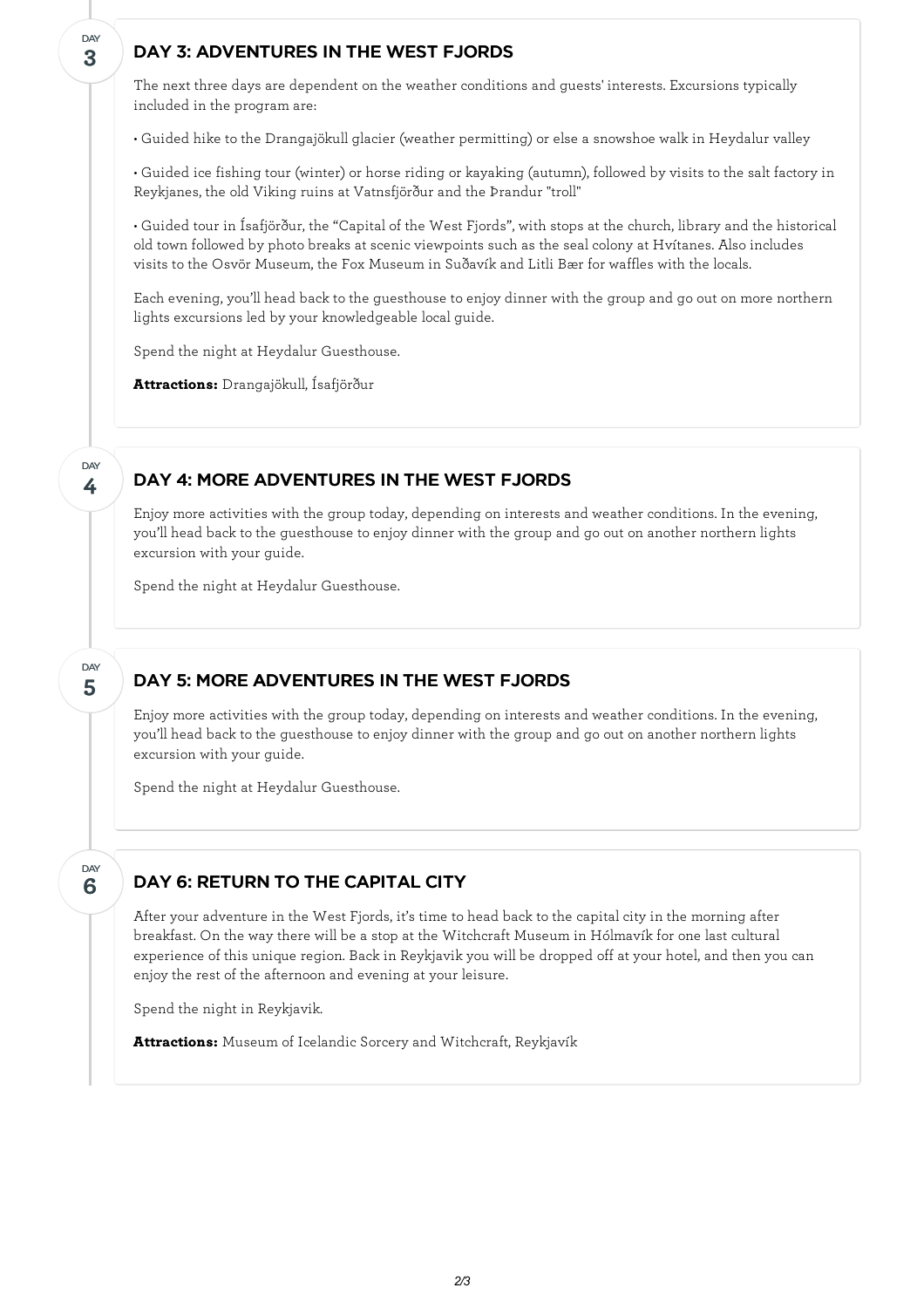## DAY 3: ADVENTURES IN THE WEST FJORDS

The next three days are dependent on the weather conditions and guests' interests. Excursions typically included in the program are:

• Guided hike to the Drangajökull glacier (weather permitting) or else a snowshoe walk in Heydalur valley

• Guided ice fishing tour (winter) or horse riding or kayaking (autumn), followed by visits to the salt factory in Reykjanes, the old Viking ruins at Vatnsfjörður and the Þrandur "troll"

• Guided tour in Ísafjörður, the "Capital of the West Fjords", with stops at the church, library and the historical old town followed by photo breaks at scenic viewpoints such as the seal colony at Hvítanes. Also includes visits to the Osvör Museum, the Fox Museum in Suðavík and Litli Bær for waffles with the locals.

Each evening, you'll head back to the guesthouse to enjoy dinner with the group and go out on more northern lights excursions led by your knowledgeable local guide.

Spend the night at Heydalur Guesthouse.

**Attractions:** Drangajökull, Ísafjörður

## DAY 4: MORE ADVENTURES IN THE WEST FJORDS

Enjoy more activities with the group today, depending on interests and weather conditions. In the evening, you'll head back to the guesthouse to enjoy dinner with the group and go out on another northern lights excursion with your guide.

Spend the night at Heydalur Guesthouse.

## DAY 5: MORE ADVENTURES IN THE WEST FJORDS

Enjoy more activities with the group today, depending on interests and weather conditions. In the evening, you'll head back to the guesthouse to enjoy dinner with the group and go out on another northern lights excursion with your guide.

Spend the night at Heydalur Guesthouse.

## DAY 6: RETURN TO THE CAPITAL CITY

After your adventure in the West Fjords, it's time to head back to the capital city in the morning after breakfast. On the way there will be a stop at the Witchcraft Museum in Hólmavík for one last cultural experience of this unique region. Back in Reykjavik you will be dropped off at your hotel, and then you can enjoy the rest of the afternoon and evening at your leisure.

Spend the night in Reykjavik.

**Attractions:** Museum of Icelandic Sorcery and Witchcraft, Reykjavík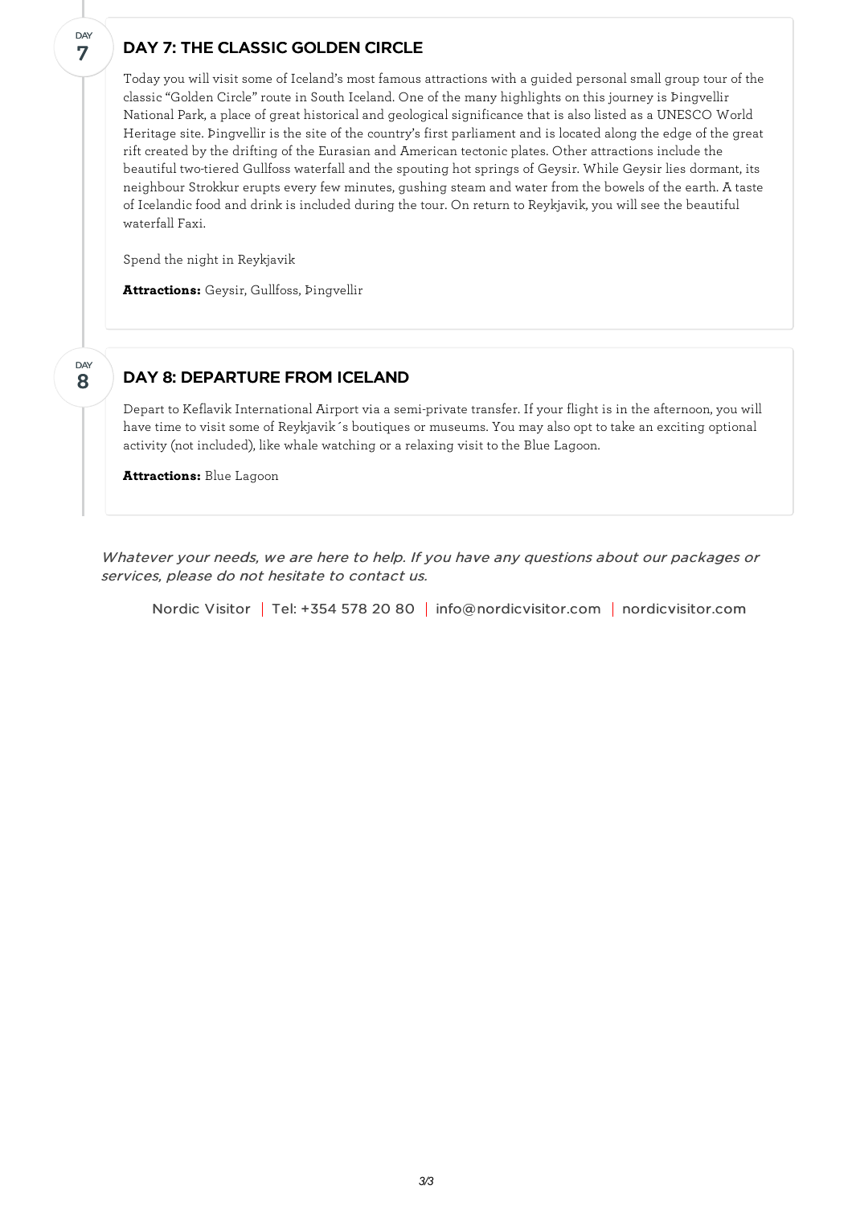DAY 7

## DAY 7: THE CLASSIC GOLDEN CIRCLE

Today you will visit some of Iceland's most famous attractions with a guided personal small group tour of the classic "Golden Circle" route in South Iceland. One of the many highlights on this journey is Þingvellir National Park, a place of great historical and geological significance that is also listed as a UNESCO World Heritage site. Þingvellir is the site of the country's first parliament and is located along the edge of the great rift created by the drifting of the Eurasian and American tectonic plates. Other attractions include the beautiful two-tiered Gullfoss waterfall and the spouting hot springs of Geysir. While Geysir lies dormant, its neighbour Strokkur erupts every few minutes, gushing steam and water from the bowels of the earth. A taste of Icelandic food and drink is included during the tour. On return to Reykjavik, you will see the beautiful waterfall Faxi.

Spend the night in Reykjavik

**Attractions:** Geysir, Gullfoss, Þingvellir

DAY 8

## DAY 8: DEPARTURE FROM ICELAND

Depart to Keflavik International Airport via a semi-private transfer. If your flight is in the afternoon, you will have time to visit some of Reykjavik´s boutiques or museums. You may also opt to take an exciting optional activity (not included), like whale watching or a relaxing visit to the Blue Lagoon.

**Attractions:** Blue Lagoon

*Whatever your needs, we are here to help. If you have any questions about our packages or services, please do not hesitate to contact us.*

Nordic Visitor | Tel: +354 578 20 80 | info@nordicvisitor.com | nordicvisitor.com